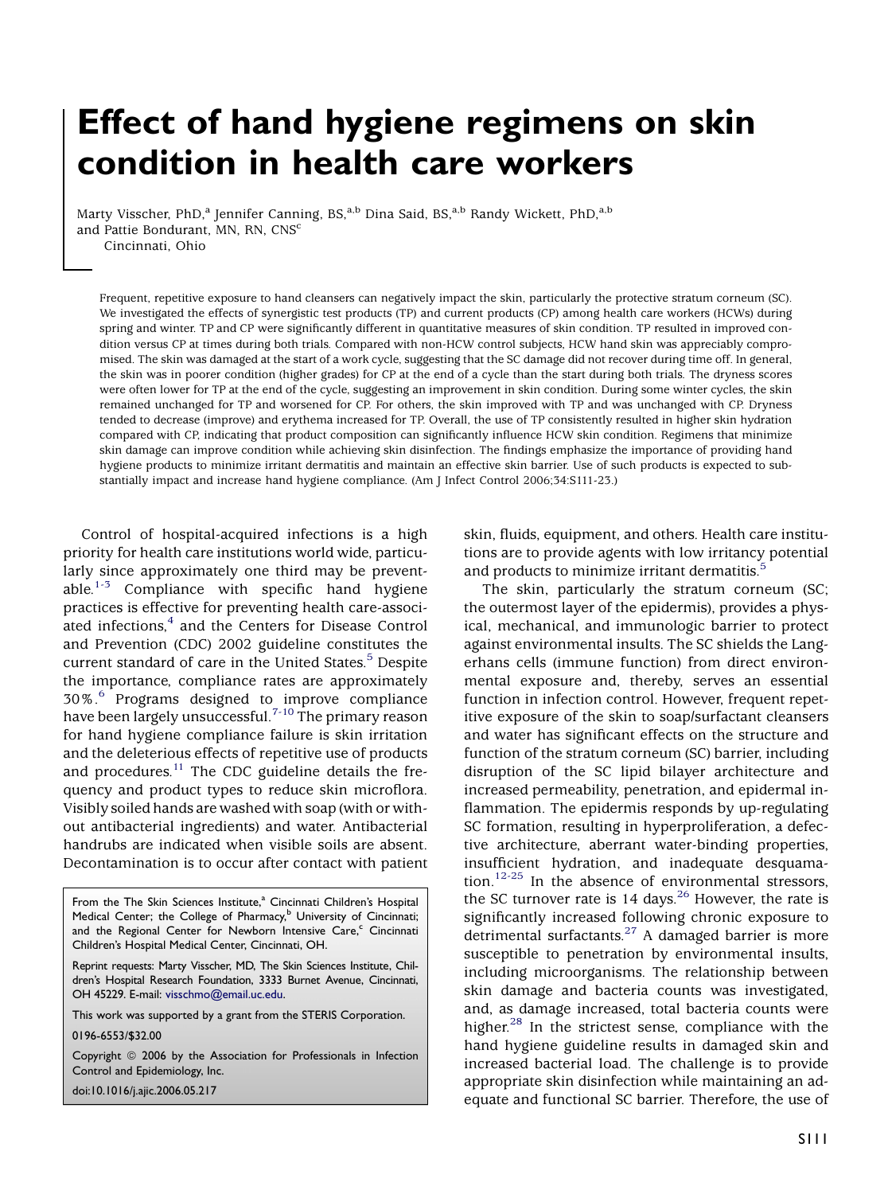# Effect of hand hygiene regimens on skin condition in health care workers

Marty Visscher, PhD,[a] Jennifer Canning, BS,[a,b] Dina Said, BS,[a,b] Randy Wickett, PhD,[a,b] and Pattie Bondurant, MN, RN, CNS[c]
Cincinnati, Ohio

Frequent, repetitive exposure to hand cleansers can negatively impact the skin, particularly the protective stratum corneum (SC). We investigated the effects of synergistic test products (TP) and current products (CP) among health care workers (HCWs) during spring and winter. TP and CP were significantly different in quantitative measures of skin condition. TP resulted in improved condition versus CP at times during both trials. Compared with non-HCW control subjects, HCW hand skin was appreciably compromised. The skin was damaged at the start of a work cycle, suggesting that the SC damage did not recover during time off. In general, the skin was in poorer condition (higher grades) for CP at the end of a cycle than the start during both trials. The dryness scores were often lower for TP at the end of the cycle, suggesting an improvement in skin condition. During some winter cycles, the skin remained unchanged for TP and worsened for CP. For others, the skin improved with TP and was unchanged with CP. Dryness tended to decrease (improve) and erythema increased for TP. Overall, the use of TP consistently resulted in higher skin hydration compared with CP, indicating that product composition can significantly influence HCW skin condition. Regimens that minimize skin damage can improve condition while achieving skin disinfection. The findings emphasize the importance of providing hand hygiene products to minimize irritant dermatitis and maintain an effective skin barrier. Use of such products is expected to substantially impact and increase hand hygiene compliance. (Am J Infect Control 2006;34:S111-23.)

Control of hospital-acquired infections is a high priority for health care institutions world wide, particularly since approximately one third may be preventable.[1-3] Compliance with specific hand hygiene practices is effective for preventing health care-associated infections,[4] and the Centers for Disease Control and Prevention (CDC) 2002 guideline constitutes the current standard of care in the United States.[5] Despite the importance, compliance rates are approximately 30%.[6] Programs designed to improve compliance have been largely unsuccessful.[7-10] The primary reason for hand hygiene compliance failure is skin irritation and the deleterious effects of repetitive use of products and procedures.[11] The CDC guideline details the frequency and product types to reduce skin microflora. Visibly soiled hands are washed with soap (with or without antibacterial ingredients) and water. Antibacterial handrubs are indicated when visible soils are absent. Decontamination is to occur after contact with patient skin, fluids, equipment, and others. Health care institutions are to provide agents with low irritancy potential and products to minimize irritant dermatitis.[5]

The skin, particularly the stratum corneum (SC; the outermost layer of the epidermis), provides a physical, mechanical, and immunologic barrier to protect against environmental insults. The SC shields the Langerhans cells (immune function) from direct environmental exposure and, thereby, serves an essential function in infection control. However, frequent repetitive exposure of the skin to soap/surfactant cleansers and water has significant effects on the structure and function of the stratum corneum (SC) barrier, including disruption of the SC lipid bilayer architecture and increased permeability, penetration, and epidermal inflammation. The epidermis responds by up-regulating SC formation, resulting in hyperproliferation, a defective architecture, aberrant water-binding properties, insufficient hydration, and inadequate desquamation.[12-25] In the absence of environmental stressors, the SC turnover rate is 14 days.[26] However, the rate is significantly increased following chronic exposure to detrimental surfactants.[27] A damaged barrier is more susceptible to penetration by environmental insults, including microorganisms. The relationship between skin damage and bacteria counts was investigated, and, as damage increased, total bacteria counts were higher.[28] In the strictest sense, compliance with the hand hygiene guideline results in damaged skin and increased bacterial load. The challenge is to provide appropriate skin disinfection while maintaining an adequate and functional SC barrier. Therefore, the use of

From the The Skin Sciences Institute,[a] Cincinnati Children's Hospital Medical Center; the College of Pharmacy,[b] University of Cincinnati; and the Regional Center for Newborn Intensive Care,[c] Cincinnati Children's Hospital Medical Center, Cincinnati, OH.

Reprint requests: Marty Visscher, MD, The Skin Sciences Institute, Children's Hospital Research Foundation, 3333 Burnet Avenue, Cincinnati, OH 45229. E-mail: visschmo@email.uc.edu.

This work was supported by a grant from the STERIS Corporation.

0196-6553/$32.00

Copyright © 2006 by the Association for Professionals in Infection Control and Epidemiology, Inc.

doi:10.1016/j.ajic.2006.05.217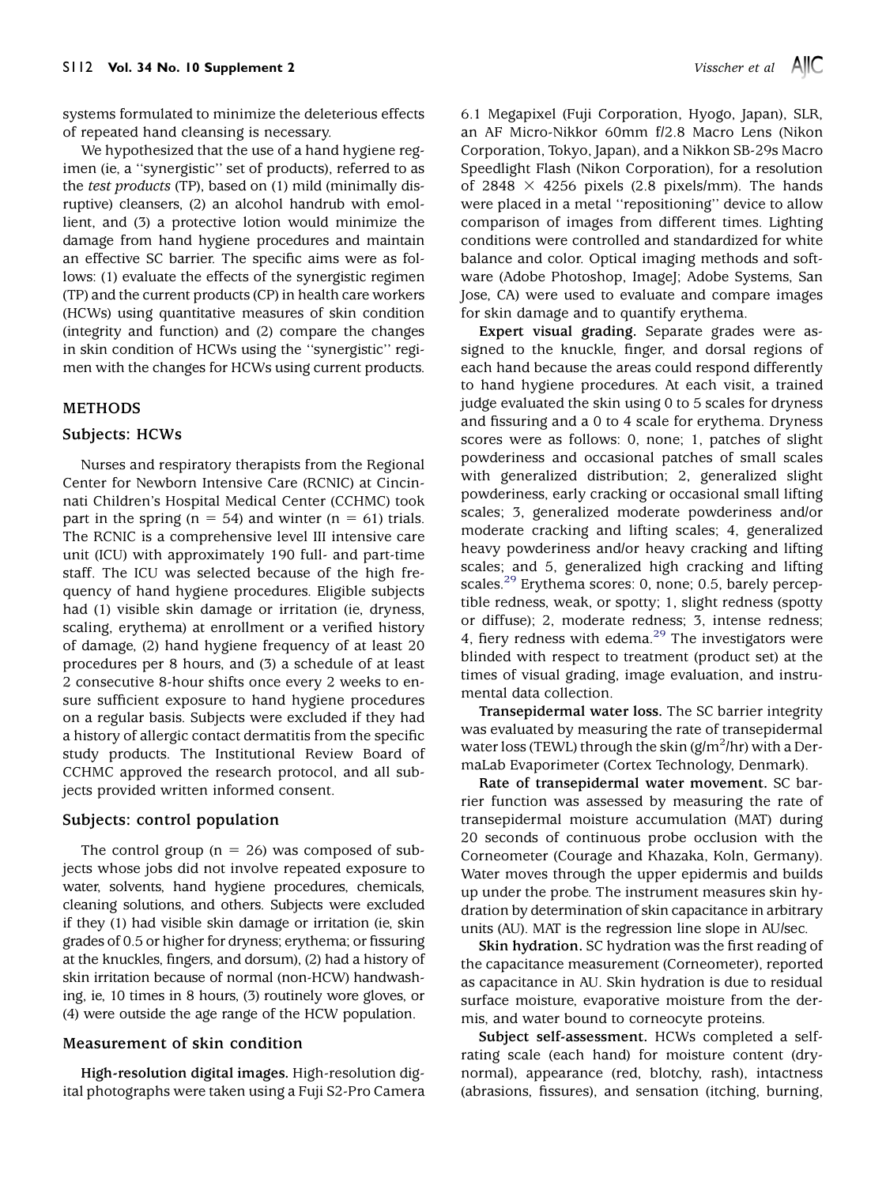systems formulated to minimize the deleterious effects of repeated hand cleansing is necessary.

We hypothesized that the use of a hand hygiene regimen (ie, a ''synergistic'' set of products), referred to as the *test products* (TP), based on (1) mild (minimally disruptive) cleansers, (2) an alcohol handrub with emollient, and (3) a protective lotion would minimize the damage from hand hygiene procedures and maintain an effective SC barrier. The specific aims were as follows: (1) evaluate the effects of the synergistic regimen (TP) and the current products (CP) in health care workers (HCWs) using quantitative measures of skin condition (integrity and function) and (2) compare the changes in skin condition of HCWs using the ''synergistic'' regimen with the changes for HCWs using current products.

## METHODS

### Subjects: HCWs

Nurses and respiratory therapists from the Regional Center for Newborn Intensive Care (RCNIC) at Cincinnati Children's Hospital Medical Center (CCHMC) took part in the spring (n = 54) and winter (n = 61) trials. The RCNIC is a comprehensive level III intensive care unit (ICU) with approximately 190 full- and part-time staff. The ICU was selected because of the high frequency of hand hygiene procedures. Eligible subjects had (1) visible skin damage or irritation (ie, dryness, scaling, erythema) at enrollment or a verified history of damage, (2) hand hygiene frequency of at least 20 procedures per 8 hours, and (3) a schedule of at least 2 consecutive 8-hour shifts once every 2 weeks to ensure sufficient exposure to hand hygiene procedures on a regular basis. Subjects were excluded if they had a history of allergic contact dermatitis from the specific study products. The Institutional Review Board of CCHMC approved the research protocol, and all subjects provided written informed consent.

### Subjects: control population

The control group (n = 26) was composed of subjects whose jobs did not involve repeated exposure to water, solvents, hand hygiene procedures, chemicals, cleaning solutions, and others. Subjects were excluded if they (1) had visible skin damage or irritation (ie, skin grades of 0.5 or higher for dryness; erythema; or fissuring at the knuckles, fingers, and dorsum), (2) had a history of skin irritation because of normal (non-HCW) handwashing, ie, 10 times in 8 hours, (3) routinely wore gloves, or (4) were outside the age range of the HCW population.

### Measurement of skin condition

**High-resolution digital images.** High-resolution digital photographs were taken using a Fuji S2-Pro Camera 6.1 Megapixel (Fuji Corporation, Hyogo, Japan), SLR, an AF Micro-Nikkor 60mm f/2.8 Macro Lens (Nikon Corporation, Tokyo, Japan), and a Nikkon SB-29s Macro Speedlight Flash (Nikon Corporation), for a resolution of 2848 $\times$ 4256 pixels (2.8 pixels/mm). The hands were placed in a metal ''repositioning'' device to allow comparison of images from different times. Lighting conditions were controlled and standardized for white balance and color. Optical imaging methods and software (Adobe Photoshop, ImageJ; Adobe Systems, San Jose, CA) were used to evaluate and compare images for skin damage and to quantify erythema.

**Expert visual grading.** Separate grades were assigned to the knuckle, finger, and dorsal regions of each hand because the areas could respond differently to hand hygiene procedures. At each visit, a trained judge evaluated the skin using 0 to 5 scales for dryness and fissuring and a 0 to 4 scale for erythema. Dryness scores were as follows: 0, none; 1, patches of slight powderiness and occasional patches of small scales with generalized distribution; 2, generalized slight powderiness, early cracking or occasional small lifting scales; 3, generalized moderate powderiness and/or moderate cracking and lifting scales; 4, generalized heavy powderiness and/or heavy cracking and lifting scales; and 5, generalized high cracking and lifting scales.[29] Erythema scores: 0, none; 0.5, barely perceptible redness, weak, or spotty; 1, slight redness (spotty or diffuse); 2, moderate redness; 3, intense redness; 4, fiery redness with edema.[29] The investigators were blinded with respect to treatment (product set) at the times of visual grading, image evaluation, and instrumental data collection.

**Transepidermal water loss.** The SC barrier integrity was evaluated by measuring the rate of transepidermal water loss (TEWL) through the skin (g/m$^2$/hr) with a DermaLab Evaporimeter (Cortex Technology, Denmark).

**Rate of transepidermal water movement.** SC barrier function was assessed by measuring the rate of transepidermal moisture accumulation (MAT) during 20 seconds of continuous probe occlusion with the Corneometer (Courage and Khazaka, Koln, Germany). Water moves through the upper epidermis and builds up under the probe. The instrument measures skin hydration by determination of skin capacitance in arbitrary units (AU). MAT is the regression line slope in AU/sec.

**Skin hydration.** SC hydration was the first reading of the capacitance measurement (Corneometer), reported as capacitance in AU. Skin hydration is due to residual surface moisture, evaporative moisture from the dermis, and water bound to corneocyte proteins.

**Subject self-assessment.** HCWs completed a self-rating scale (each hand) for moisture content (dry-normal), appearance (red, blotchy, rash), intactness (abrasions, fissures), and sensation (itching, burning,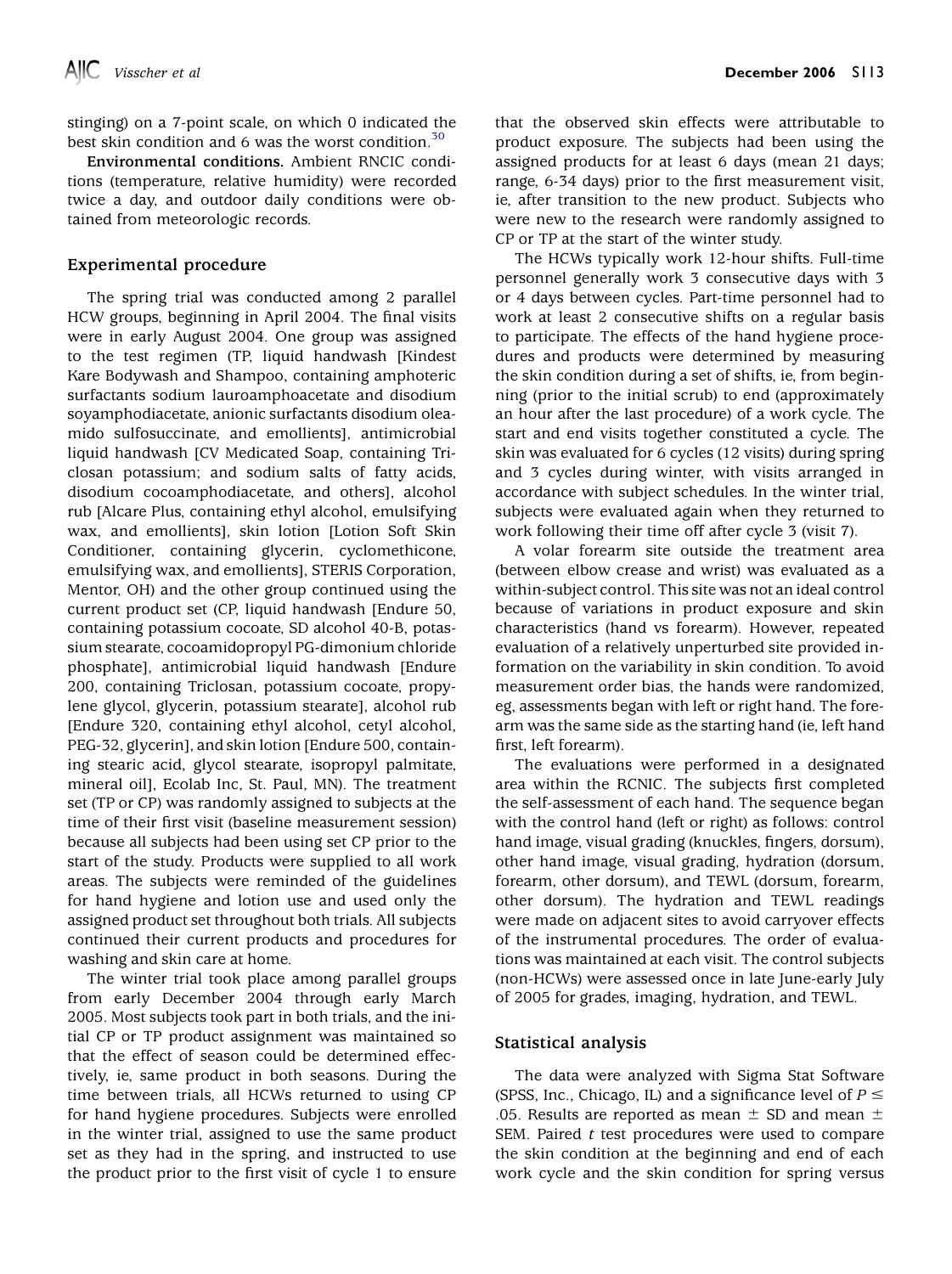stinging) on a 7-point scale, on which 0 indicated the best skin condition and 6 was the worst condition.[30]

**Environmental conditions.** Ambient RNCIC conditions (temperature, relative humidity) were recorded twice a day, and outdoor daily conditions were obtained from meteorologic records.

## Experimental procedure

The spring trial was conducted among 2 parallel HCW groups, beginning in April 2004. The final visits were in early August 2004. One group was assigned to the test regimen (TP, liquid handwash [Kindest Kare Bodywash and Shampoo, containing amphoteric surfactants sodium lauroamphoacetate and disodium soyamphodiacetate, anionic surfactants disodium oleamido sulfosuccinate, and emollients], antimicrobial liquid handwash [CV Medicated Soap, containing Triclosan potassium; and sodium salts of fatty acids, disodium cocoamphodiacetate, and others], alcohol rub [Alcare Plus, containing ethyl alcohol, emulsifying wax, and emollients], skin lotion [Lotion Soft Skin Conditioner, containing glycerin, cyclomethicone, emulsifying wax, and emollients], STERIS Corporation, Mentor, OH) and the other group continued using the current product set (CP, liquid handwash [Endure 50, containing potassium cocoate, SD alcohol 40-B, potassium stearate, cocoamidopropyl PG-dimonium chloride phosphate], antimicrobial liquid handwash [Endure 200, containing Triclosan, potassium cocoate, propylene glycol, glycerin, potassium stearate], alcohol rub [Endure 320, containing ethyl alcohol, cetyl alcohol, PEG-32, glycerin], and skin lotion [Endure 500, containing stearic acid, glycol stearate, isopropyl palmitate, mineral oil], Ecolab Inc, St. Paul, MN). The treatment set (TP or CP) was randomly assigned to subjects at the time of their first visit (baseline measurement session) because all subjects had been using set CP prior to the start of the study. Products were supplied to all work areas. The subjects were reminded of the guidelines for hand hygiene and lotion use and used only the assigned product set throughout both trials. All subjects continued their current products and procedures for washing and skin care at home.

The winter trial took place among parallel groups from early December 2004 through early March 2005. Most subjects took part in both trials, and the initial CP or TP product assignment was maintained so that the effect of season could be determined effectively, ie, same product in both seasons. During the time between trials, all HCWs returned to using CP for hand hygiene procedures. Subjects were enrolled in the winter trial, assigned to use the same product set as they had in the spring, and instructed to use the product prior to the first visit of cycle 1 to ensure that the observed skin effects were attributable to product exposure. The subjects had been using the assigned products for at least 6 days (mean 21 days; range, 6-34 days) prior to the first measurement visit, ie, after transition to the new product. Subjects who were new to the research were randomly assigned to CP or TP at the start of the winter study.

The HCWs typically work 12-hour shifts. Full-time personnel generally work 3 consecutive days with 3 or 4 days between cycles. Part-time personnel had to work at least 2 consecutive shifts on a regular basis to participate. The effects of the hand hygiene procedures and products were determined by measuring the skin condition during a set of shifts, ie, from beginning (prior to the initial scrub) to end (approximately an hour after the last procedure) of a work cycle. The start and end visits together constituted a cycle. The skin was evaluated for 6 cycles (12 visits) during spring and 3 cycles during winter, with visits arranged in accordance with subject schedules. In the winter trial, subjects were evaluated again when they returned to work following their time off after cycle 3 (visit 7).

A volar forearm site outside the treatment area (between elbow crease and wrist) was evaluated as a within-subject control. This site was not an ideal control because of variations in product exposure and skin characteristics (hand vs forearm). However, repeated evaluation of a relatively unperturbed site provided information on the variability in skin condition. To avoid measurement order bias, the hands were randomized, eg, assessments began with left or right hand. The forearm was the same side as the starting hand (ie, left hand first, left forearm).

The evaluations were performed in a designated area within the RCNIC. The subjects first completed the self-assessment of each hand. The sequence began with the control hand (left or right) as follows: control hand image, visual grading (knuckles, fingers, dorsum), other hand image, visual grading, hydration (dorsum, forearm, other dorsum), and TEWL (dorsum, forearm, other dorsum). The hydration and TEWL readings were made on adjacent sites to avoid carryover effects of the instrumental procedures. The order of evaluations was maintained at each visit. The control subjects (non-HCWs) were assessed once in late June-early July of 2005 for grades, imaging, hydration, and TEWL.

## Statistical analysis

The data were analyzed with Sigma Stat Software (SPSS, Inc., Chicago, IL) and a significance level of $P \leq .05$. Results are reported as mean ± SD and mean ± SEM. Paired *t* test procedures were used to compare the skin condition at the beginning and end of each work cycle and the skin condition for spring versus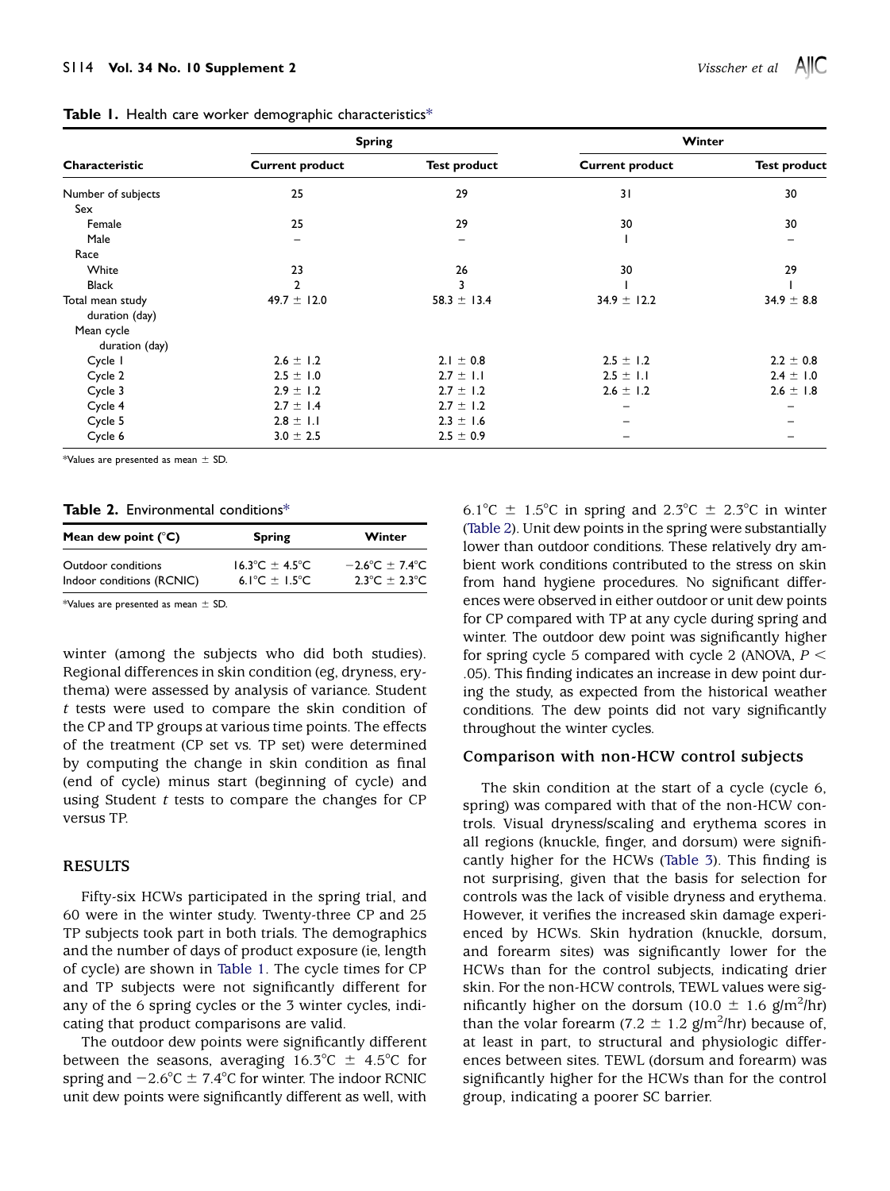**Table 1.** Health care worker demographic characteristics*

| Characteristic | Spring | | Winter | |
|---|---|---|---|---|
| | Current product | Test product | Current product | Test product |
| Number of subjects | 25 | 29 | 31 | 30 |
| Sex | | | | |
| Female | 25 | 29 | 30 | 30 |
| Male | – | – | 1 | – |
| Race | | | | |
| White | 23 | 26 | 30 | 29 |
| Black | 2 | 3 | 1 | 1 |
| Total mean study duration (day) | 49.7 ± 12.0 | 58.3 ± 13.4 | 34.9 ± 12.2 | 34.9 ± 8.8 |
| Mean cycle duration (day) | | | | |
| Cycle 1 | 2.6 ± 1.2 | 2.1 ± 0.8 | 2.5 ± 1.2 | 2.2 ± 0.8 |
| Cycle 2 | 2.5 ± 1.0 | 2.7 ± 1.1 | 2.5 ± 1.1 | 2.4 ± 1.0 |
| Cycle 3 | 2.9 ± 1.2 | 2.7 ± 1.2 | 2.6 ± 1.2 | 2.6 ± 1.8 |
| Cycle 4 | 2.7 ± 1.4 | 2.7 ± 1.2 | – | – |
| Cycle 5 | 2.8 ± 1.1 | 2.3 ± 1.6 | – | – |
| Cycle 6 | 3.0 ± 2.5 | 2.5 ± 0.9 | – | – |

*Values are presented as mean ± SD.

**Table 2.** Environmental conditions*

| Mean dew point (°C) | Spring | Winter |
|---|---|---|
| Outdoor conditions | 16.3°C ± 4.5°C | −2.6°C ± 7.4°C |
| Indoor conditions (RCNIC) | 6.1°C ± 1.5°C | 2.3°C ± 2.3°C |

*Values are presented as mean ± SD.

winter (among the subjects who did both studies). Regional differences in skin condition (eg, dryness, erythema) were assessed by analysis of variance. Student *t* tests were used to compare the skin condition of the CP and TP groups at various time points. The effects of the treatment (CP set vs. TP set) were determined by computing the change in skin condition as final (end of cycle) minus start (beginning of cycle) and using Student *t* tests to compare the changes for CP versus TP.

## RESULTS

Fifty-six HCWs participated in the spring trial, and 60 were in the winter study. Twenty-three CP and 25 TP subjects took part in both trials. The demographics and the number of days of product exposure (ie, length of cycle) are shown in Table 1. The cycle times for CP and TP subjects were not significantly different for any of the 6 spring cycles or the 3 winter cycles, indicating that product comparisons are valid.

The outdoor dew points were significantly different between the seasons, averaging 16.3°C ± 4.5°C for spring and −2.6°C ± 7.4°C for winter. The indoor RCNIC unit dew points were significantly different as well, with 6.1°C ± 1.5°C in spring and 2.3°C ± 2.3°C in winter (Table 2). Unit dew points in the spring were substantially lower than outdoor conditions. These relatively dry ambient work conditions contributed to the stress on skin from hand hygiene procedures. No significant differences were observed in either outdoor or unit dew points for CP compared with TP at any cycle during spring and winter. The outdoor dew point was significantly higher for spring cycle 5 compared with cycle 2 (ANOVA, $P < .05$). This finding indicates an increase in dew point during the study, as expected from the historical weather conditions. The dew points did not vary significantly throughout the winter cycles.

### Comparison with non-HCW control subjects

The skin condition at the start of a cycle (cycle 6, spring) was compared with that of the non-HCW controls. Visual dryness/scaling and erythema scores in all regions (knuckle, finger, and dorsum) were significantly higher for the HCWs (Table 3). This finding is not surprising, given that the basis for selection for controls was the lack of visible dryness and erythema. However, it verifies the increased skin damage experienced by HCWs. Skin hydration (knuckle, dorsum, and forearm sites) was significantly lower for the HCWs than for the control subjects, indicating drier skin. For the non-HCW controls, TEWL values were significantly higher on the dorsum (10.0 ± 1.6 $g/m^2/hr$) than the volar forearm (7.2 ± 1.2 $g/m^2/hr$) because of, at least in part, to structural and physiologic differences between sites. TEWL (dorsum and forearm) was significantly higher for the HCWs than for the control group, indicating a poorer SC barrier.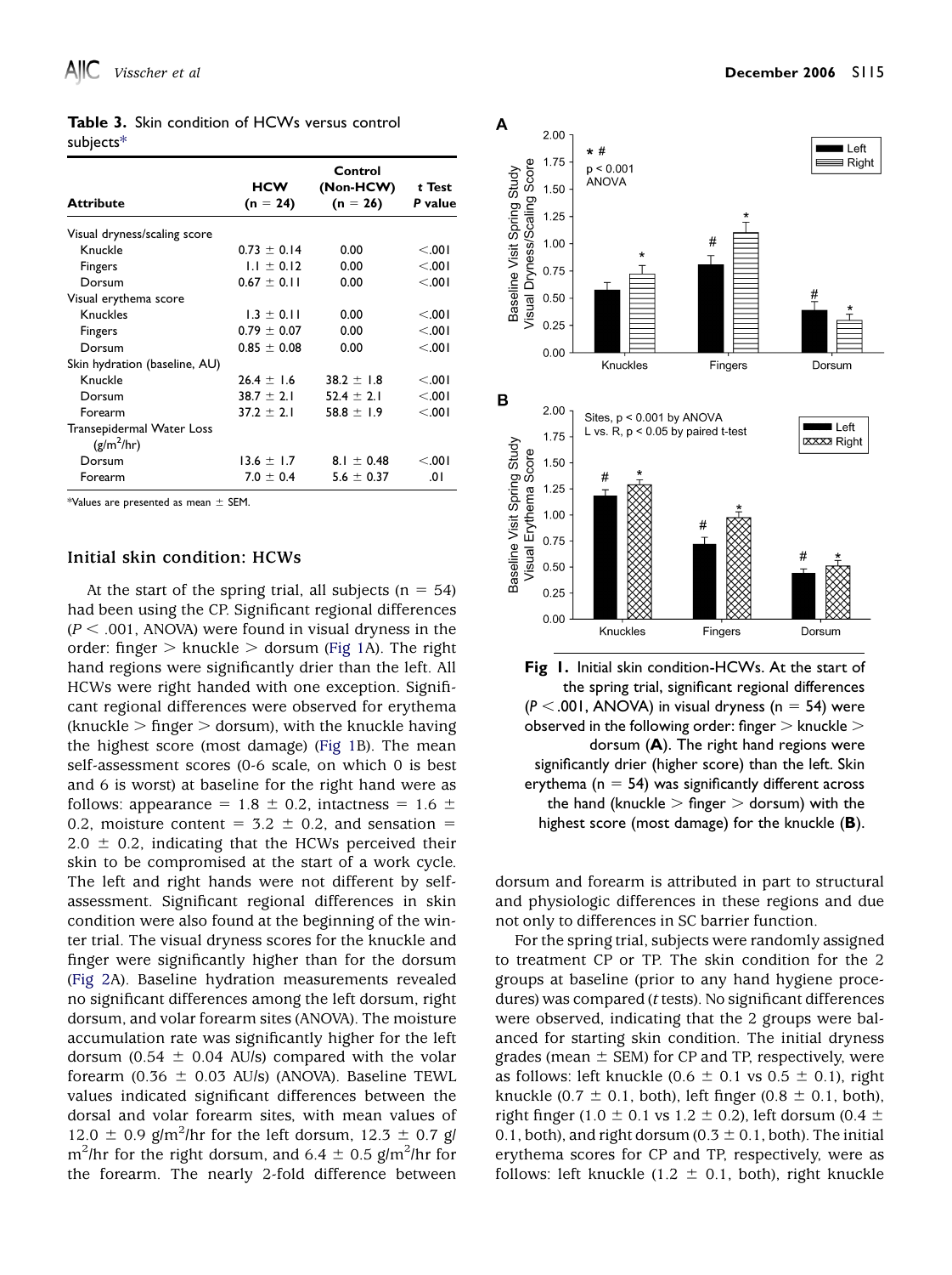**Table 3.** Skin condition of HCWs versus control subjects*

| Attribute | HCW (n = 24) | Control (Non-HCW) (n = 26) | t Test P value |
|---|---|---|---|
| Visual dryness/scaling score | | | |
| Knuckle | 0.73 ± 0.14 | 0.00 | <.001 |
| Fingers | 1.1 ± 0.12 | 0.00 | <.001 |
| Dorsum | 0.67 ± 0.11 | 0.00 | <.001 |
| Visual erythema score | | | |
| Knuckles | 1.3 ± 0.11 | 0.00 | <.001 |
| Fingers | 0.79 ± 0.07 | 0.00 | <.001 |
| Dorsum | 0.85 ± 0.08 | 0.00 | <.001 |
| Skin hydration (baseline, AU) | | | |
| Knuckle | 26.4 ± 1.6 | 38.2 ± 1.8 | <.001 |
| Dorsum | 38.7 ± 2.1 | 52.4 ± 2.1 | <.001 |
| Forearm | 37.2 ± 2.1 | 58.8 ± 1.9 | <.001 |
| Transepidermal Water Loss ($g/m^2/hr$) | | | |
| Dorsum | 13.6 ± 1.7 | 8.1 ± 0.48 | <.001 |
| Forearm | 7.0 ± 0.4 | 5.6 ± 0.37 | .01 |

*Values are presented as mean ± SEM.

### Initial skin condition: HCWs

At the start of the spring trial, all subjects (n = 54) had been using the CP. Significant regional differences ($P < .001$, ANOVA) were found in visual dryness in the order: finger > knuckle > dorsum (Fig 1A). The right hand regions were significantly drier than the left. All HCWs were right handed with one exception. Significant regional differences were observed for erythema (knuckle > finger > dorsum), with the knuckle having the highest score (most damage) (Fig 1B). The mean self-assessment scores (0-6 scale, on which 0 is best and 6 is worst) at baseline for the right hand were as follows: appearance = 1.8 ± 0.2, intactness = 1.6 ± 0.2, moisture content = 3.2 ± 0.2, and sensation = 2.0 ± 0.2, indicating that the HCWs perceived their skin to be compromised at the start of a work cycle. The left and right hands were not different by self-assessment. Significant regional differences in skin condition were also found at the beginning of the winter trial. The visual dryness scores for the knuckle and finger were significantly higher than for the dorsum (Fig 2A). Baseline hydration measurements revealed no significant differences among the left dorsum, right dorsum, and volar forearm sites (ANOVA). The moisture accumulation rate was significantly higher for the left dorsum (0.54 ± 0.04 AU/s) compared with the volar forearm (0.36 ± 0.03 AU/s) (ANOVA). Baseline TEWL values indicated significant differences between the dorsal and volar forearm sites, with mean values of 12.0 ± 0.9 $g/m^2/hr$ for the left dorsum, 12.3 ± 0.7 $g/m^2/hr$ for the right dorsum, and 6.4 ± 0.5 $g/m^2/hr$ for the forearm. The nearly 2-fold difference between dorsum and forearm is attributed in part to structural and physiologic differences in these regions and due not only to differences in SC barrier function.

**Fig 1.** Initial skin condition-HCWs. At the start of the spring trial, significant regional differences ($P < .001$, ANOVA) in visual dryness (n = 54) were observed in the following order: finger > knuckle > dorsum (**A**). The right hand regions were significantly drier (higher score) than the left. Skin erythema (n = 54) was significantly different across the hand (knuckle > finger > dorsum) with the highest score (most damage) for the knuckle (**B**).

For the spring trial, subjects were randomly assigned to treatment CP or TP. The skin condition for the 2 groups at baseline (prior to any hand hygiene procedures) was compared (*t* tests). No significant differences were observed, indicating that the 2 groups were balanced for starting skin condition. The initial dryness grades (mean ± SEM) for CP and TP, respectively, were as follows: left knuckle (0.6 ± 0.1 vs 0.5 ± 0.1), right knuckle (0.7 ± 0.1, both), left finger (0.8 ± 0.1, both), right finger (1.0 ± 0.1 vs 1.2 ± 0.2), left dorsum (0.4 ± 0.1, both), and right dorsum (0.3 ± 0.1, both). The initial erythema scores for CP and TP, respectively, were as follows: left knuckle (1.2 ± 0.1, both), right knuckle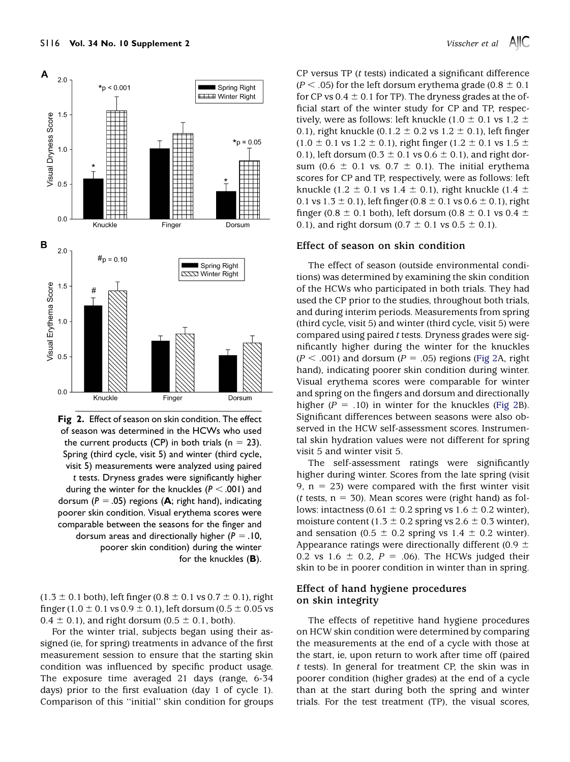Fig 2. Effect of season on skin condition. The effect of season was determined in the HCWs who used the current products (CP) in both trials (n = 23). Spring (third cycle, visit 5) and winter (third cycle, visit 5) measurements were analyzed using paired *t* tests. Dryness grades were significantly higher during the winter for the knuckles ($P < .001$) and dorsum ($P = .05$) regions (**A**; right hand), indicating poorer skin condition. Visual erythema scores were comparable between the seasons for the finger and dorsum areas and directionally higher ($P = .10$, poorer skin condition) during the winter for the knuckles (**B**).

(1.3 ± 0.1 both), left finger (0.8 ± 0.1 vs 0.7 ± 0.1), right finger (1.0 ± 0.1 vs 0.9 ± 0.1), left dorsum (0.5 ± 0.05 vs 0.4 ± 0.1), and right dorsum (0.5 ± 0.1, both).

For the winter trial, subjects began using their assigned (ie, for spring) treatments in advance of the first measurement session to ensure that the starting skin condition was influenced by specific product usage. The exposure time averaged 21 days (range, 6-34 days) prior to the first evaluation (day 1 of cycle 1). Comparison of this "initial" skin condition for groups CP versus TP (*t* tests) indicated a significant difference ($P < .05$) for the left dorsum erythema grade (0.8 ± 0.1 for CP vs 0.4 ± 0.1 for TP). The dryness grades at the official start of the winter study for CP and TP, respectively, were as follows: left knuckle (1.0 ± 0.1 vs 1.2 ± 0.1), right knuckle (0.1.2 ± 0.2 vs 1.2 ± 0.1), left finger (1.0 ± 0.1 vs 1.2 ± 0.1), right finger (1.2 ± 0.1 vs 1.5 ± 0.1), left dorsum (0.3 ± 0.1 vs 0.6 ± 0.1), and right dorsum (0.6 ± 0.1 vs. 0.7 ± 0.1). The initial erythema scores for CP and TP, respectively, were as follows: left knuckle (1.2 ± 0.1 vs 1.4 ± 0.1), right knuckle (1.4 ± 0.1 vs 1.3 ± 0.1), left finger (0.8 ± 0.1 vs 0.6 ± 0.1), right finger (0.8 ± 0.1 both), left dorsum (0.8 ± 0.1 vs 0.4 ± 0.1), and right dorsum (0.7 ± 0.1 vs 0.5 ± 0.1).

## Effect of season on skin condition

The effect of season (outside environmental conditions) was determined by examining the skin condition of the HCWs who participated in both trials. They had used the CP prior to the studies, throughout both trials, and during interim periods. Measurements from spring (third cycle, visit 5) and winter (third cycle, visit 5) were compared using paired *t* tests. Dryness grades were significantly higher during the winter for the knuckles ($P < .001$) and dorsum ($P = .05$) regions (Fig 2A, right hand), indicating poorer skin condition during winter. Visual erythema scores were comparable for winter and spring on the fingers and dorsum and directionally higher ($P = .10$) in winter for the knuckles (Fig 2B). Significant differences between seasons were also observed in the HCW self-assessment scores. Instrumental skin hydration values were not different for spring visit 5 and winter visit 5.

The self-assessment ratings were significantly higher during winter. Scores from the late spring (visit 9, n = 23) were compared with the first winter visit (*t* tests, n = 30). Mean scores were (right hand) as follows: intactness (0.61 ± 0.2 spring vs 1.6 ± 0.2 winter), moisture content (1.3 ± 0.2 spring vs 2.6 ± 0.3 winter), and sensation (0.5 ± 0.2 spring vs 1.4 ± 0.2 winter). Appearance ratings were directionally different (0.9 ± 0.2 vs 1.6 ± 0.2, $P = .06$). The HCWs judged their skin to be in poorer condition in winter than in spring.

## Effect of hand hygiene procedures on skin integrity

The effects of repetitive hand hygiene procedures on HCW skin condition were determined by comparing the measurements at the end of a cycle with those at the start, ie, upon return to work after time off (paired *t* tests). In general for treatment CP, the skin was in poorer condition (higher grades) at the end of a cycle than at the start during both the spring and winter trials. For the test treatment (TP), the visual scores,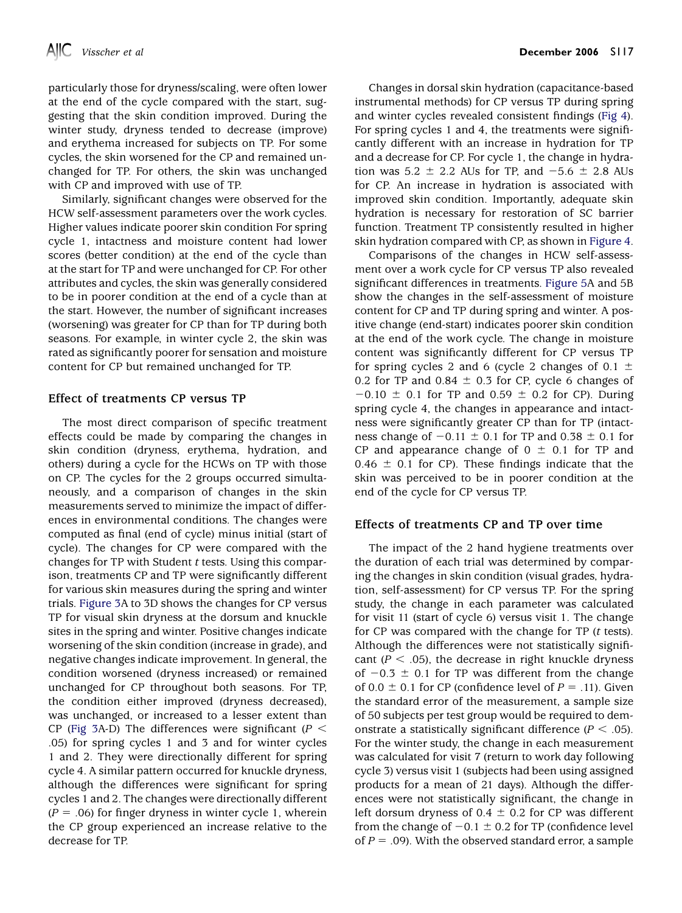particularly those for dryness/scaling, were often lower at the end of the cycle compared with the start, suggesting that the skin condition improved. During the winter study, dryness tended to decrease (improve) and erythema increased for subjects on TP. For some cycles, the skin worsened for the CP and remained unchanged for TP. For others, the skin was unchanged with CP and improved with use of TP.

Similarly, significant changes were observed for the HCW self-assessment parameters over the work cycles. Higher values indicate poorer skin condition For spring cycle 1, intactness and moisture content had lower scores (better condition) at the end of the cycle than at the start for TP and were unchanged for CP. For other attributes and cycles, the skin was generally considered to be in poorer condition at the end of a cycle than at the start. However, the number of significant increases (worsening) was greater for CP than for TP during both seasons. For example, in winter cycle 2, the skin was rated as significantly poorer for sensation and moisture content for CP but remained unchanged for TP.

### Effect of treatments CP versus TP

The most direct comparison of specific treatment effects could be made by comparing the changes in skin condition (dryness, erythema, hydration, and others) during a cycle for the HCWs on TP with those on CP. The cycles for the 2 groups occurred simultaneously, and a comparison of changes in the skin measurements served to minimize the impact of differences in environmental conditions. The changes were computed as final (end of cycle) minus initial (start of cycle). The changes for CP were compared with the changes for TP with Student *t* tests. Using this comparison, treatments CP and TP were significantly different for various skin measures during the spring and winter trials. Figure 3A to 3D shows the changes for CP versus TP for visual skin dryness at the dorsum and knuckle sites in the spring and winter. Positive changes indicate worsening of the skin condition (increase in grade), and negative changes indicate improvement. In general, the condition worsened (dryness increased) or remained unchanged for CP throughout both seasons. For TP, the condition either improved (dryness decreased), was unchanged, or increased to a lesser extent than CP (Fig 3A-D) The differences were significant ($P <$ .05) for spring cycles 1 and 3 and for winter cycles 1 and 2. They were directionally different for spring cycle 4. A similar pattern occurred for knuckle dryness, although the differences were significant for spring cycles 1 and 2. The changes were directionally different ($P =$ .06) for finger dryness in winter cycle 1, wherein the CP group experienced an increase relative to the decrease for TP.

Changes in dorsal skin hydration (capacitance-based instrumental methods) for CP versus TP during spring and winter cycles revealed consistent findings (Fig 4). For spring cycles 1 and 4, the treatments were significantly different with an increase in hydration for TP and a decrease for CP. For cycle 1, the change in hydration was 5.2 ± 2.2 AUs for TP, and −5.6 ± 2.8 AUs for CP. An increase in hydration is associated with improved skin condition. Importantly, adequate skin hydration is necessary for restoration of SC barrier function. Treatment TP consistently resulted in higher skin hydration compared with CP, as shown in Figure 4.

Comparisons of the changes in HCW self-assessment over a work cycle for CP versus TP also revealed significant differences in treatments. Figure 5A and 5B show the changes in the self-assessment of moisture content for CP and TP during spring and winter. A positive change (end-start) indicates poorer skin condition at the end of the work cycle. The change in moisture content was significantly different for CP versus TP for spring cycles 2 and 6 (cycle 2 changes of 0.1 ± 0.2 for TP and 0.84 ± 0.3 for CP, cycle 6 changes of −0.10 ± 0.1 for TP and 0.59 ± 0.2 for CP). During spring cycle 4, the changes in appearance and intactness were significantly greater CP than for TP (intactness change of −0.11 ± 0.1 for TP and 0.38 ± 0.1 for CP and appearance change of 0 ± 0.1 for TP and 0.46 ± 0.1 for CP). These findings indicate that the skin was perceived to be in poorer condition at the end of the cycle for CP versus TP.

### Effects of treatments CP and TP over time

The impact of the 2 hand hygiene treatments over the duration of each trial was determined by comparing the changes in skin condition (visual grades, hydration, self-assessment) for CP versus TP. For the spring study, the change in each parameter was calculated for visit 11 (start of cycle 6) versus visit 1. The change for CP was compared with the change for TP (*t* tests). Although the differences were not statistically significant ($P <$ .05), the decrease in right knuckle dryness of −0.3 ± 0.1 for TP was different from the change of 0.0 ± 0.1 for CP (confidence level of $P =$ .11). Given the standard error of the measurement, a sample size of 50 subjects per test group would be required to demonstrate a statistically significant difference ($P <$ .05). For the winter study, the change in each measurement was calculated for visit 7 (return to work day following cycle 3) versus visit 1 (subjects had been using assigned products for a mean of 21 days). Although the differences were not statistically significant, the change in left dorsum dryness of 0.4 ± 0.2 for CP was different from the change of −0.1 ± 0.2 for TP (confidence level of $P =$ .09). With the observed standard error, a sample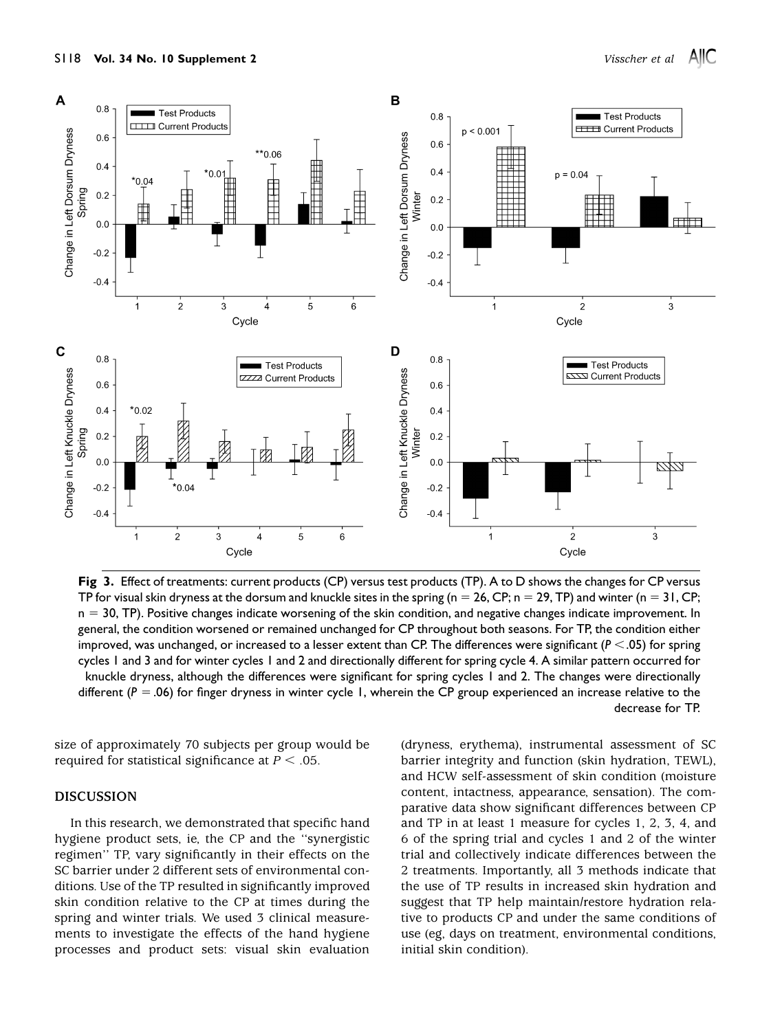**Fig 3.** Effect of treatments: current products (CP) versus test products (TP). A to D shows the changes for CP versus TP for visual skin dryness at the dorsum and knuckle sites in the spring (n = 26, CP; n = 29, TP) and winter (n = 31, CP; n = 30, TP). Positive changes indicate worsening of the skin condition, and negative changes indicate improvement. In general, the condition worsened or remained unchanged for CP throughout both seasons. For TP, the condition either improved, was unchanged, or increased to a lesser extent than CP. The differences were significant ($P < .05$) for spring cycles 1 and 3 and for winter cycles 1 and 2 and directionally different for spring cycle 4. A similar pattern occurred for knuckle dryness, although the differences were significant for spring cycles 1 and 2. The changes were directionally different ($P = .06$) for finger dryness in winter cycle 1, wherein the CP group experienced an increase relative to the decrease for TP.

size of approximately 70 subjects per group would be required for statistical significance at $P < .05$.

## DISCUSSION

In this research, we demonstrated that specific hand hygiene product sets, ie, the CP and the "synergistic regimen" TP, vary significantly in their effects on the SC barrier under 2 different sets of environmental conditions. Use of the TP resulted in significantly improved skin condition relative to the CP at times during the spring and winter trials. We used 3 clinical measurements to investigate the effects of the hand hygiene processes and product sets: visual skin evaluation (dryness, erythema), instrumental assessment of SC barrier integrity and function (skin hydration, TEWL), and HCW self-assessment of skin condition (moisture content, intactness, appearance, sensation). The comparative data show significant differences between CP and TP in at least 1 measure for cycles 1, 2, 3, 4, and 6 of the spring trial and cycles 1 and 2 of the winter trial and collectively indicate differences between the 2 treatments. Importantly, all 3 methods indicate that the use of TP results in increased skin hydration and suggest that TP help maintain/restore hydration relative to products CP and under the same conditions of use (eg, days on treatment, environmental conditions, initial skin condition).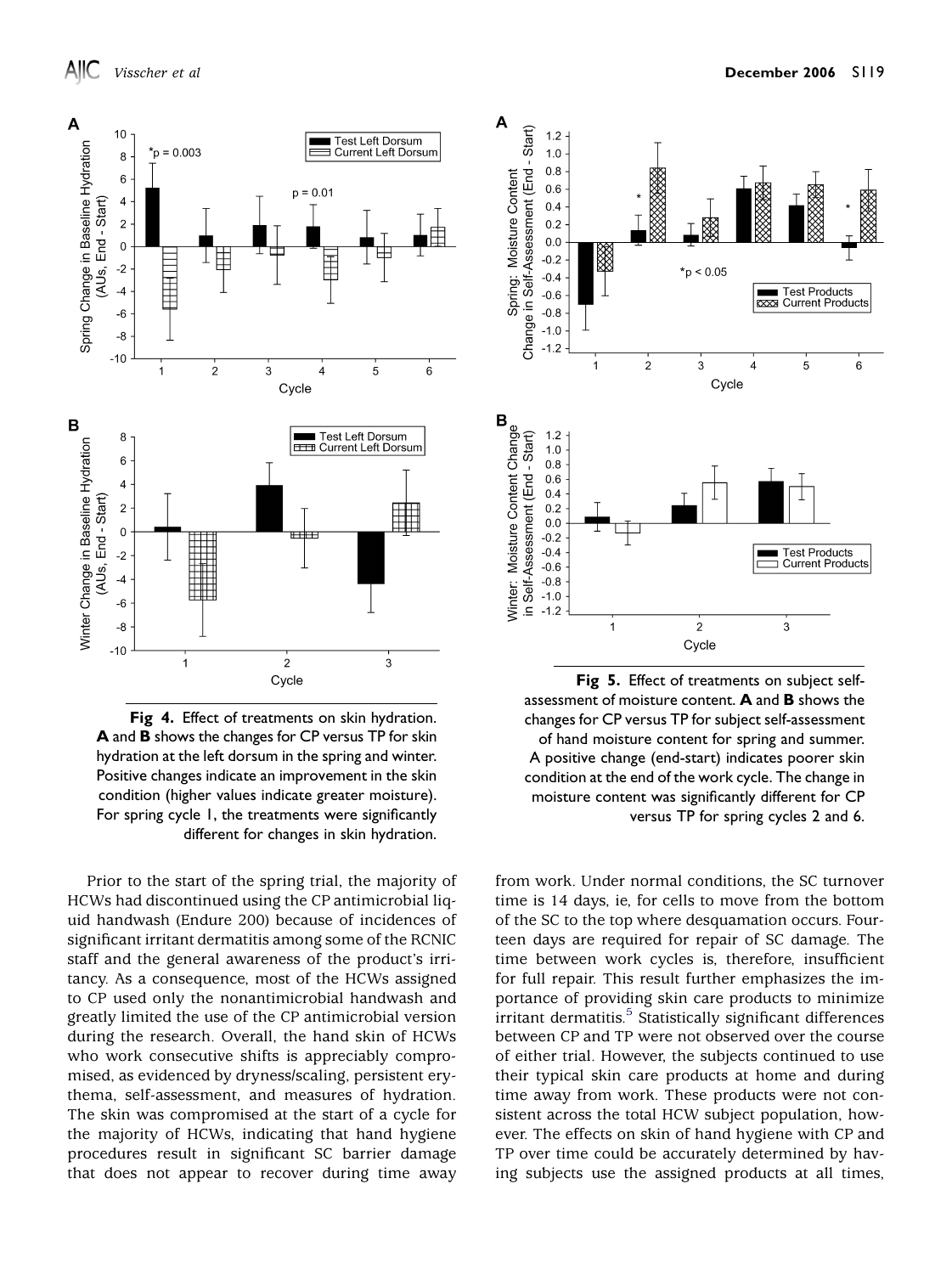Fig 4. Effect of treatments on skin hydration. **A** and **B** shows the changes for CP versus TP for skin hydration at the left dorsum in the spring and winter. Positive changes indicate an improvement in the skin condition (higher values indicate greater moisture). For spring cycle 1, the treatments were significantly different for changes in skin hydration.

Fig 5. Effect of treatments on subject self-assessment of moisture content. **A** and **B** shows the changes for CP versus TP for subject self-assessment of hand moisture content for spring and summer. A positive change (end-start) indicates poorer skin condition at the end of the work cycle. The change in moisture content was significantly different for CP versus TP for spring cycles 2 and 6.

Prior to the start of the spring trial, the majority of HCWs had discontinued using the CP antimicrobial liquid handwash (Endure 200) because of incidences of significant irritant dermatitis among some of the RCNIC staff and the general awareness of the product's irritancy. As a consequence, most of the HCWs assigned to CP used only the nonantimicrobial handwash and greatly limited the use of the CP antimicrobial version during the research. Overall, the hand skin of HCWs who work consecutive shifts is appreciably compromised, as evidenced by dryness/scaling, persistent erythema, self-assessment, and measures of hydration. The skin was compromised at the start of a cycle for the majority of HCWs, indicating that hand hygiene procedures result in significant SC barrier damage that does not appear to recover during time away from work. Under normal conditions, the SC turnover time is 14 days, ie, for cells to move from the bottom of the SC to the top where desquamation occurs. Fourteen days are required for repair of SC damage. The time between work cycles is, therefore, insufficient for full repair. This result further emphasizes the importance of providing skin care products to minimize irritant dermatitis.[5] Statistically significant differences between CP and TP were not observed over the course of either trial. However, the subjects continued to use their typical skin care products at home and during time away from work. These products were not consistent across the total HCW subject population, however. The effects on skin of hand hygiene with CP and TP over time could be accurately determined by having subjects use the assigned products at all times,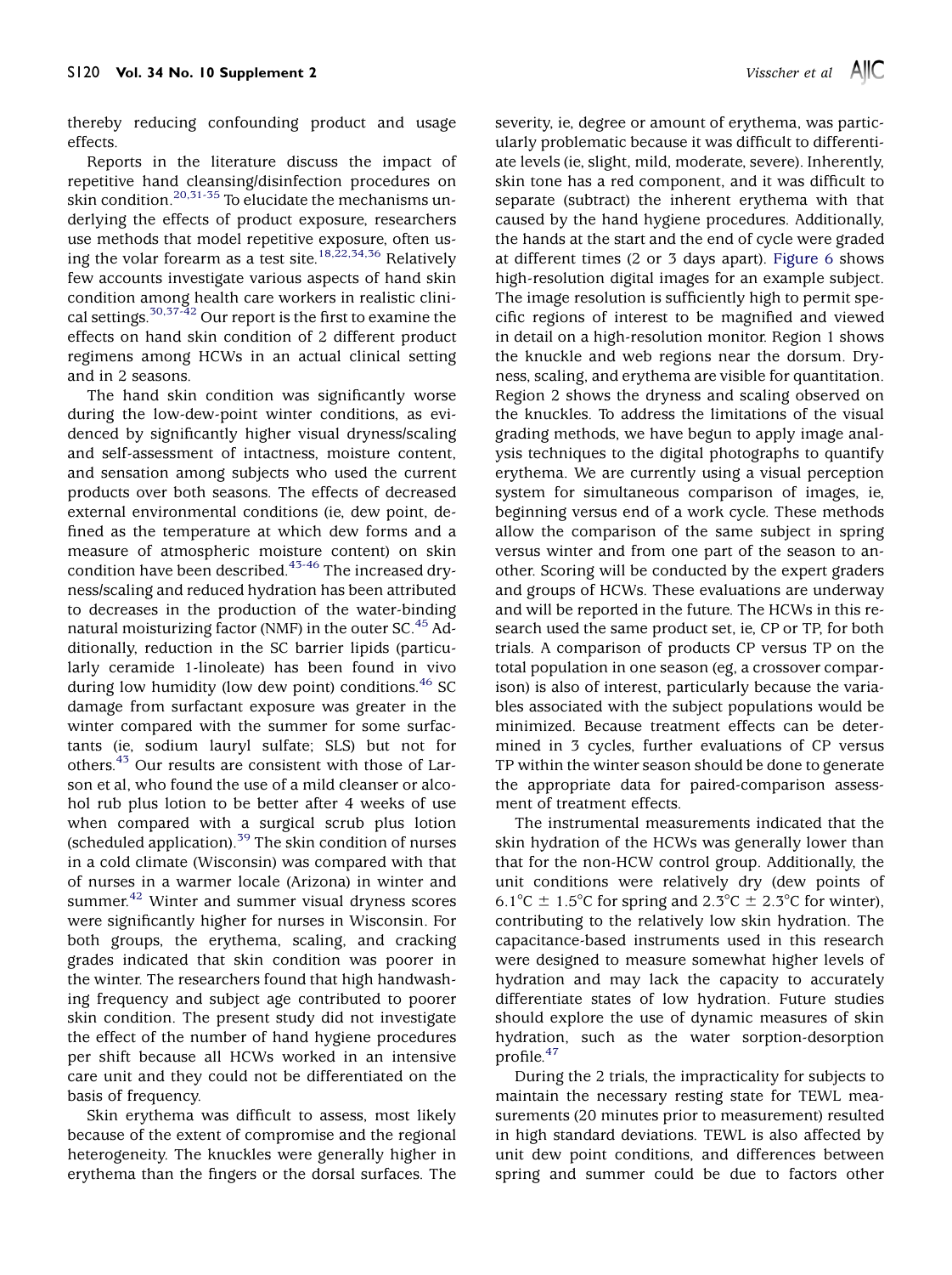thereby reducing confounding product and usage effects.

Reports in the literature discuss the impact of repetitive hand cleansing/disinfection procedures on skin condition.[20,31-35] To elucidate the mechanisms underlying the effects of product exposure, researchers use methods that model repetitive exposure, often using the volar forearm as a test site.[18,22,34,36] Relatively few accounts investigate various aspects of hand skin condition among health care workers in realistic clinical settings.[30,37-42] Our report is the first to examine the effects on hand skin condition of 2 different product regimens among HCWs in an actual clinical setting and in 2 seasons.

The hand skin condition was significantly worse during the low-dew-point winter conditions, as evidenced by significantly higher visual dryness/scaling and self-assessment of intactness, moisture content, and sensation among subjects who used the current products over both seasons. The effects of decreased external environmental conditions (ie, dew point, defined as the temperature at which dew forms and a measure of atmospheric moisture content) on skin condition have been described.[43-46] The increased dryness/scaling and reduced hydration has been attributed to decreases in the production of the water-binding natural moisturizing factor (NMF) in the outer SC.[45] Additionally, reduction in the SC barrier lipids (particularly ceramide 1-linoleate) has been found in vivo during low humidity (low dew point) conditions.[46] SC damage from surfactant exposure was greater in the winter compared with the summer for some surfactants (ie, sodium lauryl sulfate; SLS) but not for others.[43] Our results are consistent with those of Larson et al, who found the use of a mild cleanser or alcohol rub plus lotion to be better after 4 weeks of use when compared with a surgical scrub plus lotion (scheduled application).[39] The skin condition of nurses in a cold climate (Wisconsin) was compared with that of nurses in a warmer locale (Arizona) in winter and summer.[42] Winter and summer visual dryness scores were significantly higher for nurses in Wisconsin. For both groups, the erythema, scaling, and cracking grades indicated that skin condition was poorer in the winter. The researchers found that high handwashing frequency and subject age contributed to poorer skin condition. The present study did not investigate the effect of the number of hand hygiene procedures per shift because all HCWs worked in an intensive care unit and they could not be differentiated on the basis of frequency.

Skin erythema was difficult to assess, most likely because of the extent of compromise and the regional heterogeneity. The knuckles were generally higher in erythema than the fingers or the dorsal surfaces. The severity, ie, degree or amount of erythema, was particularly problematic because it was difficult to differentiate levels (ie, slight, mild, moderate, severe). Inherently, skin tone has a red component, and it was difficult to separate (subtract) the inherent erythema with that caused by the hand hygiene procedures. Additionally, the hands at the start and the end of cycle were graded at different times (2 or 3 days apart). Figure 6 shows high-resolution digital images for an example subject. The image resolution is sufficiently high to permit specific regions of interest to be magnified and viewed in detail on a high-resolution monitor. Region 1 shows the knuckle and web regions near the dorsum. Dryness, scaling, and erythema are visible for quantitation. Region 2 shows the dryness and scaling observed on the knuckles. To address the limitations of the visual grading methods, we have begun to apply image analysis techniques to the digital photographs to quantify erythema. We are currently using a visual perception system for simultaneous comparison of images, ie, beginning versus end of a work cycle. These methods allow the comparison of the same subject in spring versus winter and from one part of the season to another. Scoring will be conducted by the expert graders and groups of HCWs. These evaluations are underway and will be reported in the future. The HCWs in this research used the same product set, ie, CP or TP, for both trials. A comparison of products CP versus TP on the total population in one season (eg, a crossover comparison) is also of interest, particularly because the variables associated with the subject populations would be minimized. Because treatment effects can be determined in 3 cycles, further evaluations of CP versus TP within the winter season should be done to generate the appropriate data for paired-comparison assessment of treatment effects.

The instrumental measurements indicated that the skin hydration of the HCWs was generally lower than that for the non-HCW control group. Additionally, the unit conditions were relatively dry (dew points of 6.1°C ± 1.5°C for spring and 2.3°C ± 2.3°C for winter), contributing to the relatively low skin hydration. The capacitance-based instruments used in this research were designed to measure somewhat higher levels of hydration and may lack the capacity to accurately differentiate states of low hydration. Future studies should explore the use of dynamic measures of skin hydration, such as the water sorption-desorption profile.[47]

During the 2 trials, the impracticality for subjects to maintain the necessary resting state for TEWL measurements (20 minutes prior to measurement) resulted in high standard deviations. TEWL is also affected by unit dew point conditions, and differences between spring and summer could be due to factors other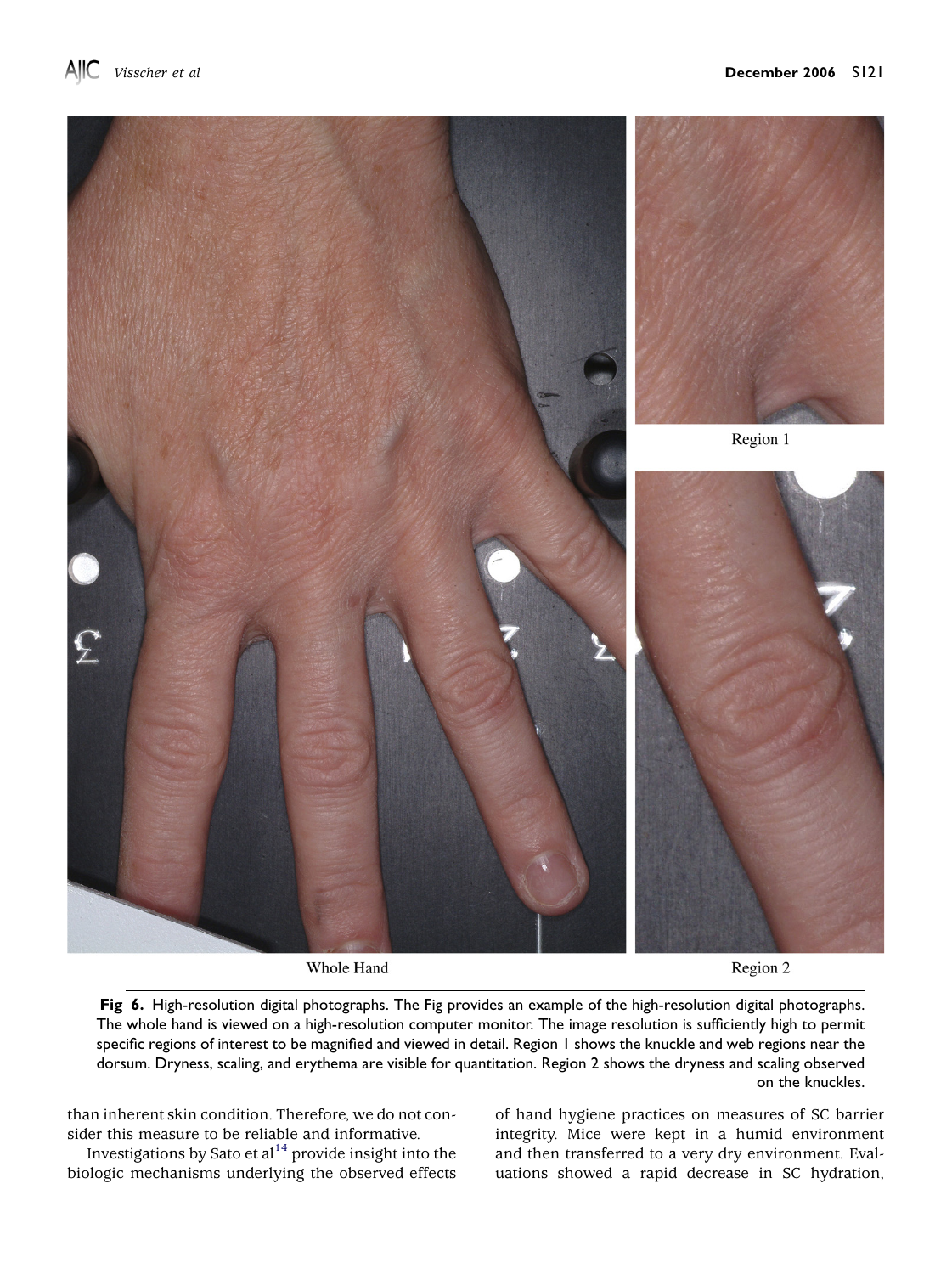Whole Hand

Region 1

Region 2

**Fig 6.** High-resolution digital photographs. The Fig provides an example of the high-resolution digital photographs. The whole hand is viewed on a high-resolution computer monitor. The image resolution is sufficiently high to permit specific regions of interest to be magnified and viewed in detail. Region 1 shows the knuckle and web regions near the dorsum. Dryness, scaling, and erythema are visible for quantitation. Region 2 shows the dryness and scaling observed on the knuckles.

than inherent skin condition. Therefore, we do not consider this measure to be reliable and informative.

Investigations by Sato et al[14] provide insight into the biologic mechanisms underlying the observed effects of hand hygiene practices on measures of SC barrier integrity. Mice were kept in a humid environment and then transferred to a very dry environment. Evaluations showed a rapid decrease in SC hydration,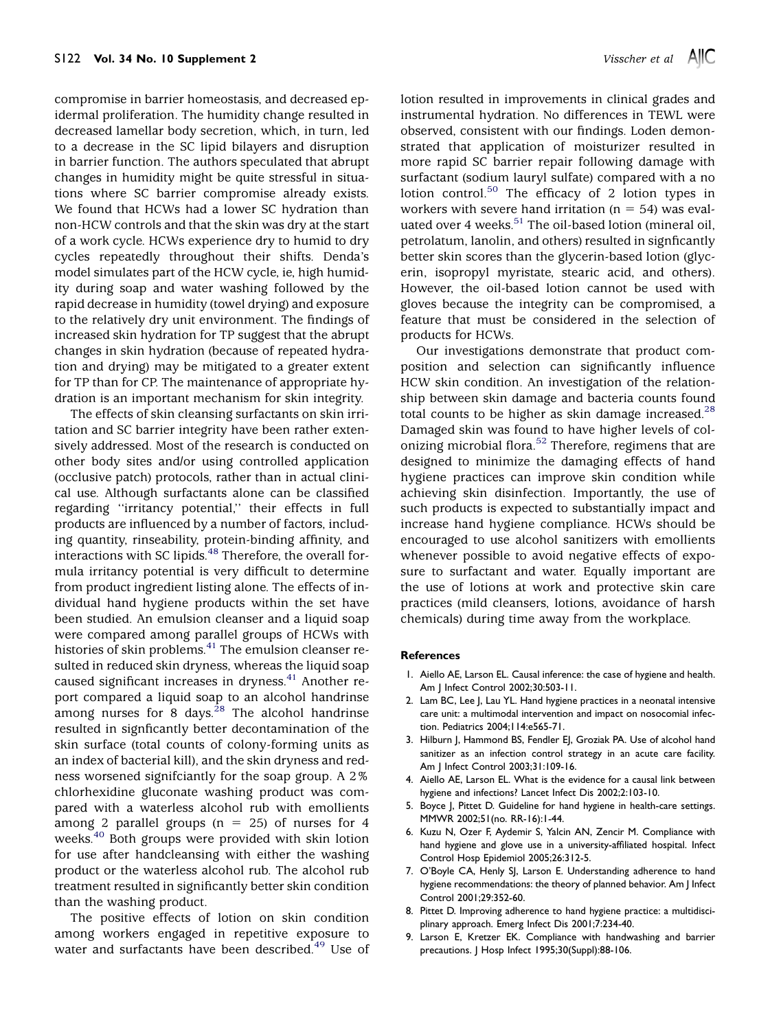compromise in barrier homeostasis, and decreased epidermal proliferation. The humidity change resulted in decreased lamellar body secretion, which, in turn, led to a decrease in the SC lipid bilayers and disruption in barrier function. The authors speculated that abrupt changes in humidity might be quite stressful in situations where SC barrier compromise already exists. We found that HCWs had a lower SC hydration than non-HCW controls and that the skin was dry at the start of a work cycle. HCWs experience dry to humid to dry cycles repeatedly throughout their shifts. Denda's model simulates part of the HCW cycle, ie, high humidity during soap and water washing followed by the rapid decrease in humidity (towel drying) and exposure to the relatively dry unit environment. The findings of increased skin hydration for TP suggest that the abrupt changes in skin hydration (because of repeated hydration and drying) may be mitigated to a greater extent for TP than for CP. The maintenance of appropriate hydration is an important mechanism for skin integrity.

The effects of skin cleansing surfactants on skin irritation and SC barrier integrity have been rather extensively addressed. Most of the research is conducted on other body sites and/or using controlled application (occlusive patch) protocols, rather than in actual clinical use. Although surfactants alone can be classified regarding "irritancy potential," their effects in full products are influenced by a number of factors, including quantity, rinseability, protein-binding affinity, and interactions with SC lipids.[48] Therefore, the overall formula irritancy potential is very difficult to determine from product ingredient listing alone. The effects of individual hand hygiene products within the set have been studied. An emulsion cleanser and a liquid soap were compared among parallel groups of HCWs with histories of skin problems.[41] The emulsion cleanser resulted in reduced skin dryness, whereas the liquid soap caused significant increases in dryness.[41] Another report compared a liquid soap to an alcohol handrinse among nurses for 8 days.[28] The alcohol handrinse resulted in signficantly better decontamination of the skin surface (total counts of colony-forming units as an index of bacterial kill), and the skin dryness and redness worsened signifciantly for the soap group. A 2% chlorhexidine gluconate washing product was compared with a waterless alcohol rub with emollients among 2 parallel groups (n = 25) of nurses for 4 weeks.[40] Both groups were provided with skin lotion for use after handcleansing with either the washing product or the waterless alcohol rub. The alcohol rub treatment resulted in significantly better skin condition than the washing product.

The positive effects of lotion on skin condition among workers engaged in repetitive exposure to water and surfactants have been described.[49] Use of lotion resulted in improvements in clinical grades and instrumental hydration. No differences in TEWL were observed, consistent with our findings. Loden demonstrated that application of moisturizer resulted in more rapid SC barrier repair following damage with surfactant (sodium lauryl sulfate) compared with a no lotion control.[50] The efficacy of 2 lotion types in workers with severe hand irritation (n = 54) was evaluated over 4 weeks.[51] The oil-based lotion (mineral oil, petrolatum, lanolin, and others) resulted in signficantly better skin scores than the glycerin-based lotion (glycerin, isopropyl myristate, stearic acid, and others). However, the oil-based lotion cannot be used with gloves because the integrity can be compromised, a feature that must be considered in the selection of products for HCWs.

Our investigations demonstrate that product composition and selection can significantly influence HCW skin condition. An investigation of the relationship between skin damage and bacteria counts found total counts to be higher as skin damage increased.[28] Damaged skin was found to have higher levels of colonizing microbial flora.[52] Therefore, regimens that are designed to minimize the damaging effects of hand hygiene practices can improve skin condition while achieving skin disinfection. Importantly, the use of such products is expected to substantially impact and increase hand hygiene compliance. HCWs should be encouraged to use alcohol sanitizers with emollients whenever possible to avoid negative effects of exposure to surfactant and water. Equally important are the use of lotions at work and protective skin care practices (mild cleansers, lotions, avoidance of harsh chemicals) during time away from the workplace.

## References

1. Aiello AE, Larson EL. Causal inference: the case of hygiene and health. Am J Infect Control 2002;30:503-11.
2. Lam BC, Lee J, Lau YL. Hand hygiene practices in a neonatal intensive care unit: a multimodal intervention and impact on nosocomial infection. Pediatrics 2004;114:e565-71.
3. Hilburn J, Hammond BS, Fendler EJ, Groziak PA. Use of alcohol hand sanitizer as an infection control strategy in an acute care facility. Am J Infect Control 2003;31:109-16.
4. Aiello AE, Larson EL. What is the evidence for a causal link between hygiene and infections? Lancet Infect Dis 2002;2:103-10.
5. Boyce J, Pittet D. Guideline for hand hygiene in health-care settings. MMWR 2002;51(no. RR-16):1-44.
6. Kuzu N, Ozer F, Aydemir S, Yalcin AN, Zencir M. Compliance with hand hygiene and glove use in a university-affiliated hospital. Infect Control Hosp Epidemiol 2005;26:312-5.
7. O'Boyle CA, Henly SJ, Larson E. Understanding adherence to hand hygiene recommendations: the theory of planned behavior. Am J Infect Control 2001;29:352-60.
8. Pittet D. Improving adherence to hand hygiene practice: a multidisciplinary approach. Emerg Infect Dis 2001;7:234-40.
9. Larson E, Kretzer EK. Compliance with handwashing and barrier precautions. J Hosp Infect 1995;30(Suppl):88-106.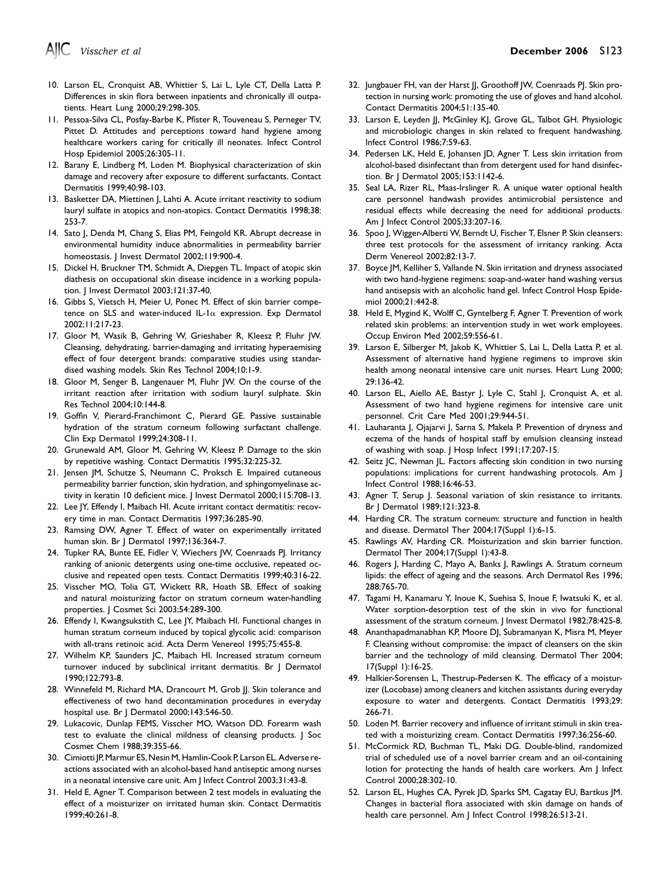10. Larson EL, Cronquist AB, Whittier S, Lai L, Lyle CT, Della Latta P. Differences in skin flora between inpatients and chronically ill outpatients. Heart Lung 2000;29:298-305.
11. Pessoa-Silva CL, Posfay-Barbe K, Pfister R, Touveneau S, Perneger TV, Pittet D. Attitudes and perceptions toward hand hygiene among healthcare workers caring for critically ill neonates. Infect Control Hosp Epidemiol 2005;26:305-11.
12. Barany E, Lindberg M, Loden M. Biophysical characterization of skin damage and recovery after exposure to different surfactants. Contact Dermatitis 1999;40:98-103.
13. Basketter DA, Miettinen J, Lahti A. Acute irritant reactivity to sodium lauryl sulfate in atopics and non-atopics. Contact Dermatitis 1998;38:253-7.
14. Sato J, Denda M, Chang S, Elias PM, Feingold KR. Abrupt decrease in environmental humidity induce abnormalities in permeability barrier homeostasis. J Invest Dermatol 2002;119:900-4.
15. Dickel H, Bruckner TM, Schmidt A, Diepgen TL. Impact of atopic skin diathesis on occupational skin disease incidence in a working population. J Invest Dermatol 2003;121:37-40.
16. Gibbs S, Vietsch H, Meier U, Ponec M. Effect of skin barrier competence on SLS and water-induced IL-1α expression. Exp Dermatol 2002;11:217-23.
17. Gloor M, Wasik B, Gehring W, Grieshaber R, Kleesz P, Fluhr JW. Cleansing, dehydrating, barrier-damaging and irritating hyperaemising effect of four detergent brands: comparative studies using standardised washing models. Skin Res Technol 2004;10:1-9.
18. Gloor M, Senger B, Langenauer M, Fluhr JW. On the course of the irritant reaction after irritation with sodium lauryl sulphate. Skin Res Technol 2004;10:144-8.
19. Goffin V, Pierard-Franchimont C, Pierard GE. Passive sustainable hydration of the stratum corneum following surfactant challenge. Clin Exp Dermatol 1999;24:308-11.
20. Grunewald AM, Gloor M, Gehring W, Kleesz P. Damage to the skin by repetitive washing. Contact Dermatitis 1995;32:225-32.
21. Jensen JM, Schutze S, Neumann C, Proksch E. Impaired cutaneous permeability barrier function, skin hydration, and sphingomyelinase activity in keratin 10 deficient mice. J Invest Dermatol 2000;115:708-13.
22. Lee JY, Effendy I, Maibach HI. Acute irritant contact dermatitis: recovery time in man. Contact Dermatitis 1997;36:285-90.
23. Ramsing DW, Agner T. Effect of water on experimentally irritated human skin. Br J Dermatol 1997;136:364-7.
24. Tupker RA, Bunte EE, Fidler V, Wiechers JW, Coenraads PJ. Irritancy ranking of anionic detergents using one-time occlusive, repeated occlusive and repeated open tests. Contact Dermatitis 1999;40:316-22.
25. Visscher MO, Tolia GT, Wickett RR, Hoath SB. Effect of soaking and natural moisturizing factor on stratum corneum water-handling properties. J Cosmet Sci 2003;54:289-300.
26. Effendy I, Kwangsukstith C, Lee JY, Maibach HI. Functional changes in human stratum corneum induced by topical glycolic acid: comparison with all-trans retinoic acid. Acta Derm Venereol 1995;75:455-8.
27. Wilhelm KP, Saunders JC, Maibach HI. Increased stratum corneum turnover induced by subclinical irritant dermatitis. Br J Dermatol 1990;122:793-8.
28. Winnefeld M, Richard MA, Drancourt M, Grob JJ. Skin tolerance and effectiveness of two hand decontamination procedures in everyday hospital use. Br J Dermatol 2000;143:546-50.
29. Lukacovic, Dunlap FEMS, Visscher MO, Watson DD. Forearm wash test to evaluate the clinical mildness of cleansing products. J Soc Cosmet Chem 1988;39:355-66.
30. Cimiotti JP, Marmur ES, Nesin M, Hamlin-Cook P, Larson EL. Adverse reactions associated with an alcohol-based hand antiseptic among nurses in a neonatal intensive care unit. Am J Infect Control 2003;31:43-8.
31. Held E, Agner T. Comparison between 2 test models in evaluating the effect of a moisturizer on irritated human skin. Contact Dermatitis 1999;40:261-8.
32. Jungbauer FH, van der Harst JJ, Groothoff JW, Coenraads PJ. Skin protection in nursing work: promoting the use of gloves and hand alcohol. Contact Dermatitis 2004;51:135-40.
33. Larson E, Leyden JJ, McGinley KJ, Grove GL, Talbot GH. Physiologic and microbiologic changes in skin related to frequent handwashing. Infect Control 1986;7:59-63.
34. Pedersen LK, Held E, Johansen JD, Agner T. Less skin irritation from alcohol-based disinfectant than from detergent used for hand disinfection. Br J Dermatol 2005;153:1142-6.
35. Seal LA, Rizer RL, Maas-Irslinger R. A unique water optional health care personnel handwash provides antimicrobial persistence and residual effects while decreasing the need for additional products. Am J Infect Control 2005;33:207-16.
36. Spoo J, Wigger-Alberti W, Berndt U, Fischer T, Elsner P. Skin cleansers: three test protocols for the assessment of irritancy ranking. Acta Derm Venereol 2002;82:13-7.
37. Boyce JM, Kelliher S, Vallande N. Skin irritation and dryness associated with two hand-hygiene regimens: soap-and-water hand washing versus hand antisepsis with an alcoholic hand gel. Infect Control Hosp Epidemiol 2000;21:442-8.
38. Held E, Mygind K, Wolff C, Gyntelberg F, Agner T. Prevention of work related skin problems: an intervention study in wet work employees. Occup Environ Med 2002;59:556-61.
39. Larson E, Silberger M, Jakob K, Whittier S, Lai L, Della Latta P, et al. Assessment of alternative hand hygiene regimens to improve skin health among neonatal intensive care unit nurses. Heart Lung 2000;29:136-42.
40. Larson EL, Aiello AE, Bastyr J, Lyle C, Stahl J, Cronquist A, et al. Assessment of two hand hygiene regimens for intensive care unit personnel. Crit Care Med 2001;29:944-51.
41. Lauharanta J, Ojajarvi J, Sarna S, Makela P. Prevention of dryness and eczema of the hands of hospital staff by emulsion cleansing instead of washing with soap. J Hosp Infect 1991;17:207-15.
42. Seitz JC, Newman JL. Factors affecting skin condition in two nursing populations: implications for current handwashing protocols. Am J Infect Control 1988;16:46-53.
43. Agner T, Serup J. Seasonal variation of skin resistance to irritants. Br J Dermatol 1989;121:323-8.
44. Harding CR. The stratum corneum: structure and function in health and disease. Dermatol Ther 2004;17(Suppl 1):6-15.
45. Rawlings AV, Harding CR. Moisturization and skin barrier function. Dermatol Ther 2004;17(Suppl 1):43-8.
46. Rogers J, Harding C, Mayo A, Banks J, Rawlings A. Stratum corneum lipids: the effect of ageing and the seasons. Arch Dermatol Res 1996;288:765-70.
47. Tagami H, Kanamaru Y, Inoue K, Suehisa S, Inoue F, Iwatsuki K, et al. Water sorption-desorption test of the skin in vivo for functional assessment of the stratum corneum. J Invest Dermatol 1982;78:425-8.
48. Ananthapadmanabhan KP, Moore DJ, Subramanyan K, Misra M, Meyer F. Cleansing without compromise: the impact of cleansers on the skin barrier and the technology of mild cleansing. Dermatol Ther 2004;17(Suppl 1):16-25.
49. Halkier-Sorensen L, Thestrup-Pedersen K. The efficacy of a moisturizer (Locobase) among cleaners and kitchen assistants during everyday exposure to water and detergents. Contact Dermatitis 1993;29:266-71.
50. Loden M. Barrier recovery and influence of irritant stimuli in skin treated with a moisturizing cream. Contact Dermatitis 1997;36:256-60.
51. McCormick RD, Buchman TL, Maki DG. Double-blind, randomized trial of scheduled use of a novel barrier cream and an oil-containing lotion for protecting the hands of health care workers. Am J Infect Control 2000;28:302-10.
52. Larson EL, Hughes CA, Pyrek JD, Sparks SM, Cagatay EU, Bartkus JM. Changes in bacterial flora associated with skin damage on hands of health care personnel. Am J Infect Control 1998;26:513-21.